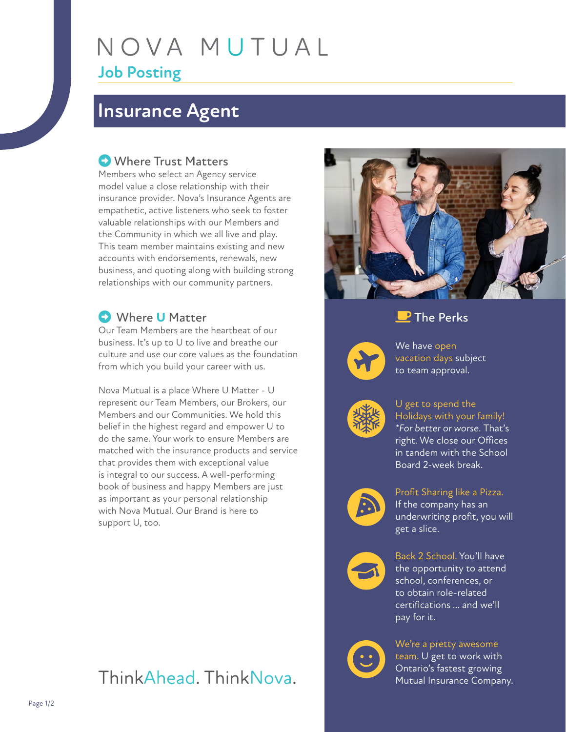# NOVA MUTUAL

## Job Posting

# Insurance Agent

### Where Trust Matters

Members who select an Agency service model value a close relationship with their insurance provider. Nova's Insurance Agents are empathetic, active listeners who seek to foster valuable relationships with our Members and the Community in which we all live and play. This team member maintains existing and new accounts with endorsements, renewals, new business, and quoting along with building strong relationships with our community partners.

### Where U Matter

Our Team Members are the heartbeat of our business. It's up to U to live and breathe our culture and use our core values as the foundation from which you build your career with us.

Nova Mutual is a place Where U Matter - U represent our Team Members, our Brokers, our Members and our Communities. We hold this belief in the highest regard and empower U to do the same. Your work to ensure Members are matched with the insurance products and service that provides them with exceptional value is integral to our success. A well-performing book of business and happy Members are just as important as your personal relationship with Nova Mutual. Our Brand is here to support U, too.

ThinkAhead. ThinkNova.

### The Perks

We have open vacation days subject to team approval.

U get to spend the Holidays with your family! *For better or worse.* That's right. We close our Offices in tandem with the School Board 2-week break.

Profit Sharing like a Pizza. If the company has an underwriting profit, you will get a slice.

Back 2 School. You'll have the opportunity to attend school, conferences, or to obtain role-related certifications ... and we'll pay for it.

We're a pretty awesome team. U get to work with Ontario's fastest growing Mutual Insurance Company.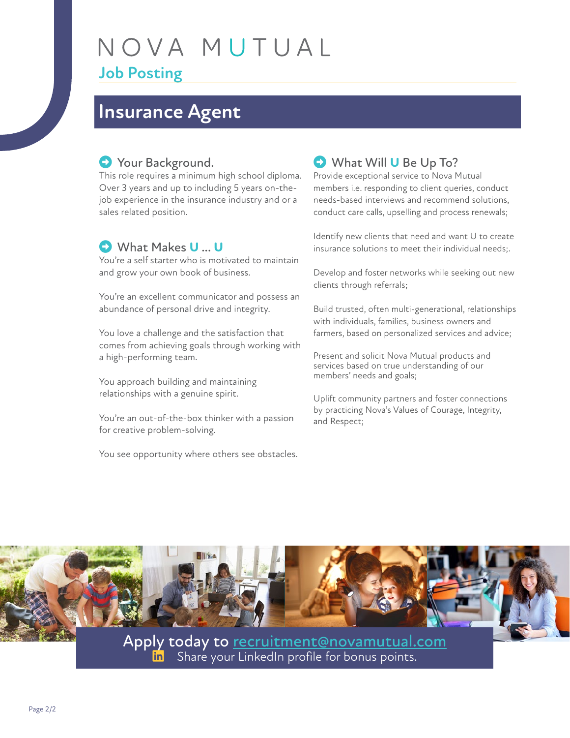# NOVA MUTUAL

## Job Posting

## Insurance Agent

### Your Background.

This role requires a minimum high school diploma. Over 3 years and up to including 5 years on-the-job experience in the insurance industry and or a sales related position.

### What Makes U ... U

You're a self starter who is motivated to maintain and grow your own book of business.

You're an excellent communicator and possess an abundance of personal drive and integrity.

You love a challenge and the satisfaction that comes from achieving goals through working with a high-performing team.

You approach building and maintaining relationships with a genuine spirit.

You're an out-of-the-box thinker with a passion for creative problem-solving.

You see opportunity where others see obstacles.

### What Will U Be Up To?

Provide exceptional service to Nova Mutual members i.e. responding to client queries, conduct needs-based interviews and recommend solutions, conduct care calls, upselling and process renewals;

Identify new clients that need and want U to create insurance solutions to meet their individual needs;.

Develop and foster networks while seeking out new clients through referrals;

Build trusted, often multi-generational, relationships with individuals, families, business owners and farmers, based on personalized services and advice;

Present and solicit Nova Mutual products and services based on true understanding of our members' needs and goals;

Uplift community partners and foster connections by practicing Nova's Values of Courage, Integrity, and Respect;

Apply today to recruitment@novamutual.com

Share your LinkedIn profile for bonus points.